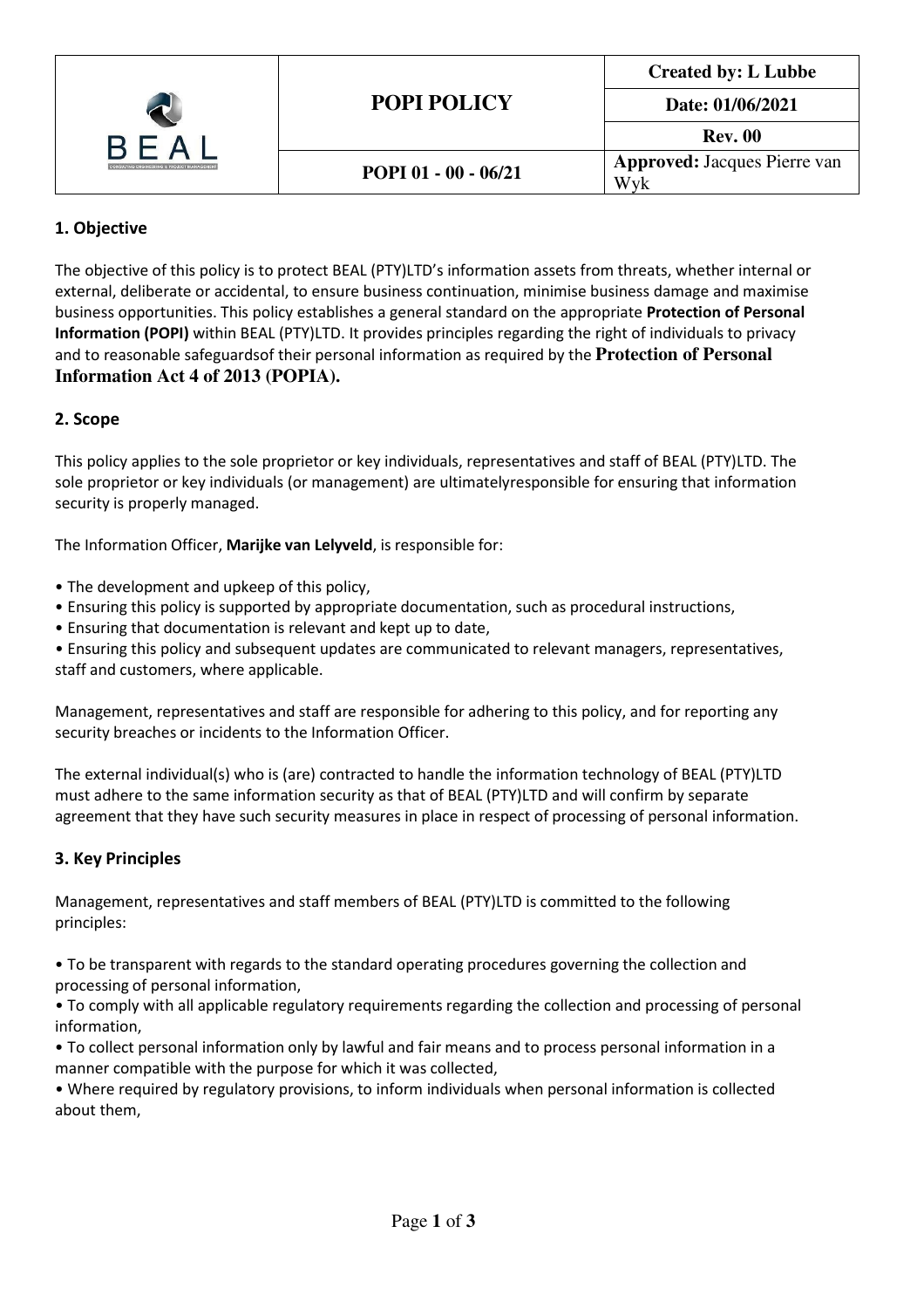| BEAL | POPI POLICY | Created by: L Lubbe |
|---|---|---|
| | | Date: 01/06/2021 |
| | | Rev. 00 |
| | POPI 01 - 00 - 06/21 | **Approved:** Jacques Pierre van Wyk |

## 1. Objective

The objective of this policy is to protect BEAL (PTY)LTD's information assets from threats, whether internal or external, deliberate or accidental, to ensure business continuation, minimise business damage and maximise business opportunities. This policy establishes a general standard on the appropriate **Protection of Personal Information (POPI)** within BEAL (PTY)LTD. It provides principles regarding the right of individuals to privacy and to reasonable safeguardsof their personal information as required by the **Protection of Personal Information Act 4 of 2013 (POPIA).**

## 2. Scope

This policy applies to the sole proprietor or key individuals, representatives and staff of BEAL (PTY)LTD. The sole proprietor or key individuals (or management) are ultimatelyresponsible for ensuring that information security is properly managed.

The Information Officer, **Marijke van Lelyveld**, is responsible for:

- The development and upkeep of this policy,
- Ensuring this policy is supported by appropriate documentation, such as procedural instructions,
- Ensuring that documentation is relevant and kept up to date,
- Ensuring this policy and subsequent updates are communicated to relevant managers, representatives, staff and customers, where applicable.

Management, representatives and staff are responsible for adhering to this policy, and for reporting any security breaches or incidents to the Information Officer.

The external individual(s) who is (are) contracted to handle the information technology of BEAL (PTY)LTD must adhere to the same information security as that of BEAL (PTY)LTD and will confirm by separate agreement that they have such security measures in place in respect of processing of personal information.

## 3. Key Principles

Management, representatives and staff members of BEAL (PTY)LTD is committed to the following principles:

- To be transparent with regards to the standard operating procedures governing the collection and processing of personal information,
- To comply with all applicable regulatory requirements regarding the collection and processing of personal information,
- To collect personal information only by lawful and fair means and to process personal information in a manner compatible with the purpose for which it was collected,
- Where required by regulatory provisions, to inform individuals when personal information is collected about them,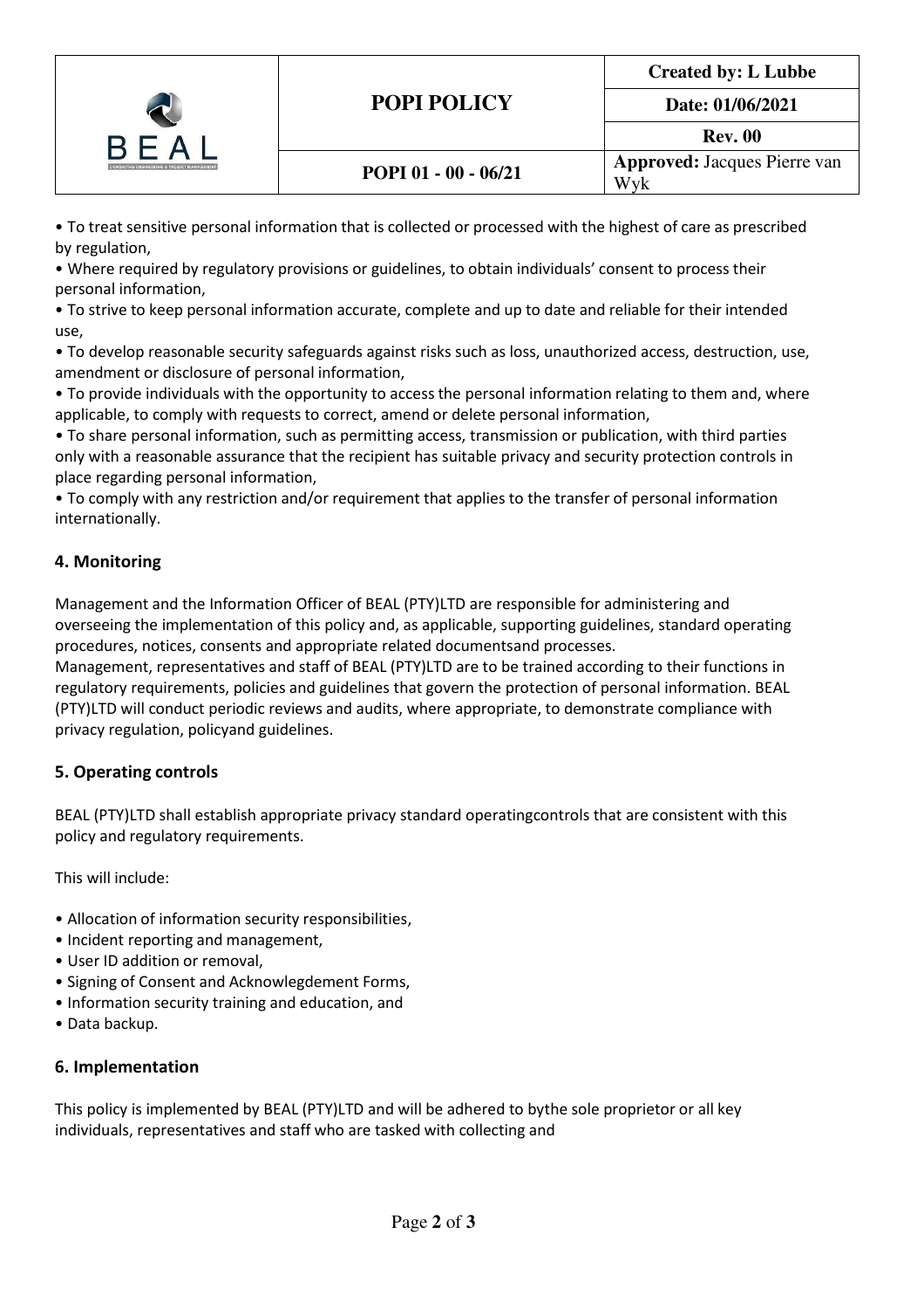• To treat sensitive personal information that is collected or processed with the highest of care as prescribed by regulation,

• Where required by regulatory provisions or guidelines, to obtain individuals' consent to process their personal information,

• To strive to keep personal information accurate, complete and up to date and reliable for their intended use,

• To develop reasonable security safeguards against risks such as loss, unauthorized access, destruction, use, amendment or disclosure of personal information,

• To provide individuals with the opportunity to access the personal information relating to them and, where applicable, to comply with requests to correct, amend or delete personal information,

• To share personal information, such as permitting access, transmission or publication, with third parties only with a reasonable assurance that the recipient has suitable privacy and security protection controls in place regarding personal information,

• To comply with any restriction and/or requirement that applies to the transfer of personal information internationally.

## 4. Monitoring

Management and the Information Officer of BEAL (PTY)LTD are responsible for administering and overseeing the implementation of this policy and, as applicable, supporting guidelines, standard operating procedures, notices, consents and appropriate related documentsand processes.
Management, representatives and staff of BEAL (PTY)LTD are to be trained according to their functions in regulatory requirements, policies and guidelines that govern the protection of personal information. BEAL (PTY)LTD will conduct periodic reviews and audits, where appropriate, to demonstrate compliance with privacy regulation, policyand guidelines.

## 5. Operating controls

BEAL (PTY)LTD shall establish appropriate privacy standard operatingcontrols that are consistent with this policy and regulatory requirements.

This will include:

• Allocation of information security responsibilities,
• Incident reporting and management,
• User ID addition or removal,
• Signing of Consent and Acknowlegdement Forms,
• Information security training and education, and
• Data backup.

## 6. Implementation

This policy is implemented by BEAL (PTY)LTD and will be adhered to bythe sole proprietor or all key individuals, representatives and staff who are tasked with collecting and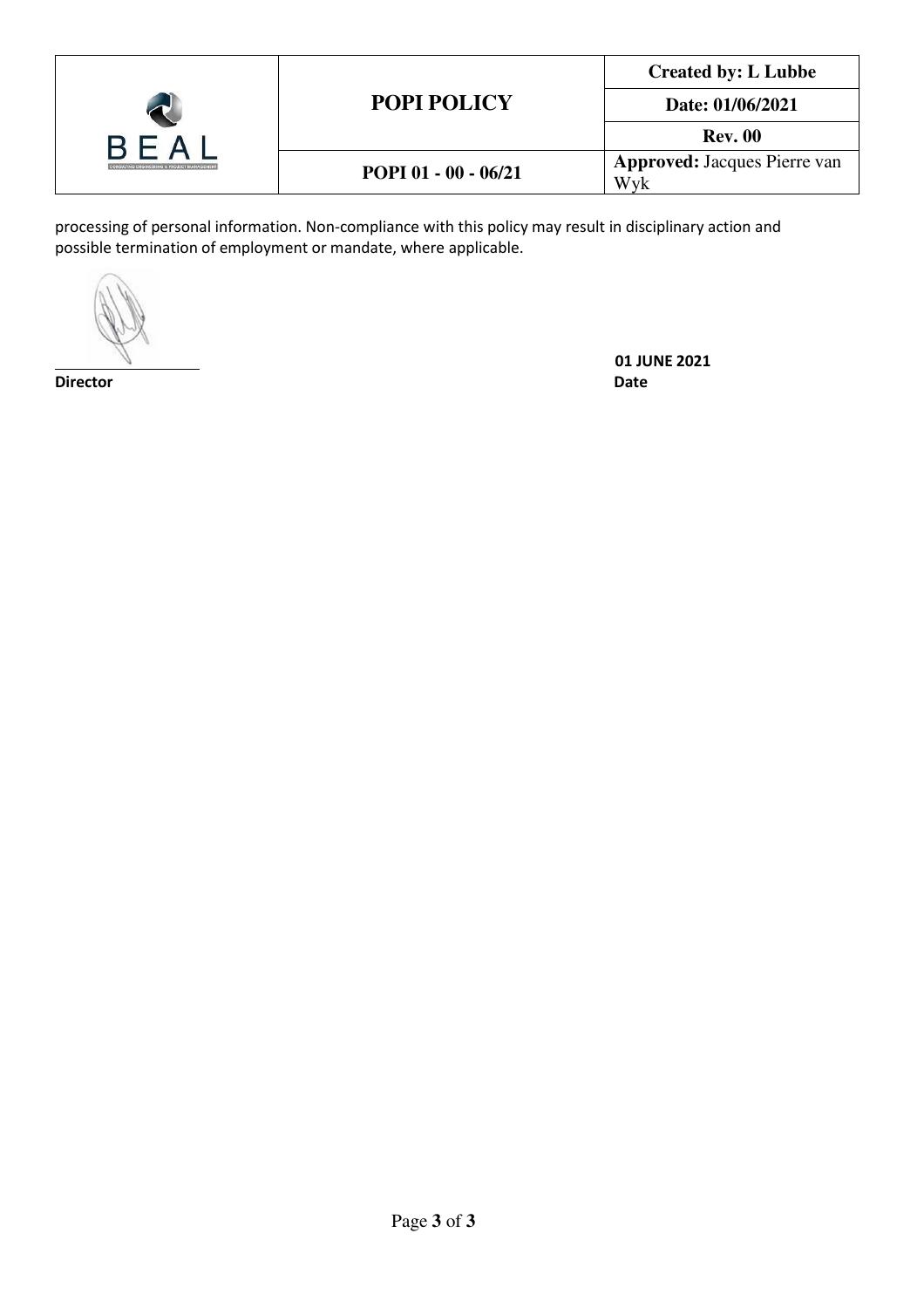processing of personal information. Non-compliance with this policy may result in disciplinary action and possible termination of employment or mandate, where applicable.

| | |
|---|---|
| | **01 JUNE 2021** |
| **Director** | **Date** |